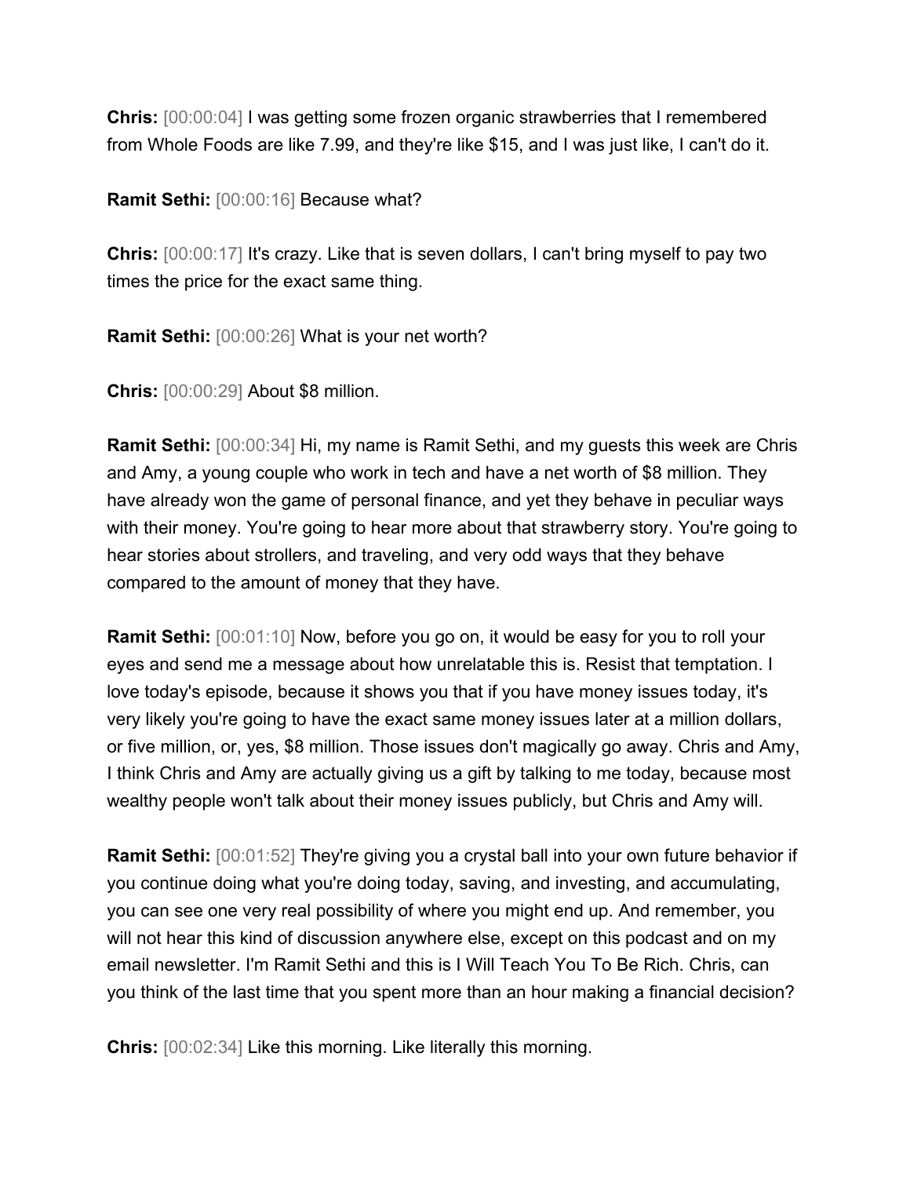**Chris:** [00:00:04] I was getting some frozen organic strawberries that I remembered from Whole Foods are like 7.99, and they're like $15, and I was just like, I can't do it.

**Ramit Sethi:** [00:00:16] Because what?

**Chris:** [00:00:17] It's crazy. Like that is seven dollars, I can't bring myself to pay two times the price for the exact same thing.

**Ramit Sethi:** [00:00:26] What is your net worth?

**Chris:** [00:00:29] About $8 million.

**Ramit Sethi:** [00:00:34] Hi, my name is Ramit Sethi, and my guests this week are Chris and Amy, a young couple who work in tech and have a net worth of $8 million. They have already won the game of personal finance, and yet they behave in peculiar ways with their money. You're going to hear more about that strawberry story. You're going to hear stories about strollers, and traveling, and very odd ways that they behave compared to the amount of money that they have.

**Ramit Sethi:** [00:01:10] Now, before you go on, it would be easy for you to roll your eyes and send me a message about how unrelatable this is. Resist that temptation. I love today's episode, because it shows you that if you have money issues today, it's very likely you're going to have the exact same money issues later at a million dollars, or five million, or, yes, $8 million. Those issues don't magically go away. Chris and Amy, I think Chris and Amy are actually giving us a gift by talking to me today, because most wealthy people won't talk about their money issues publicly, but Chris and Amy will.

**Ramit Sethi:** [00:01:52] They're giving you a crystal ball into your own future behavior if you continue doing what you're doing today, saving, and investing, and accumulating, you can see one very real possibility of where you might end up. And remember, you will not hear this kind of discussion anywhere else, except on this podcast and on my email newsletter. I'm Ramit Sethi and this is I Will Teach You To Be Rich. Chris, can you think of the last time that you spent more than an hour making a financial decision?

**Chris:** [00:02:34] Like this morning. Like literally this morning.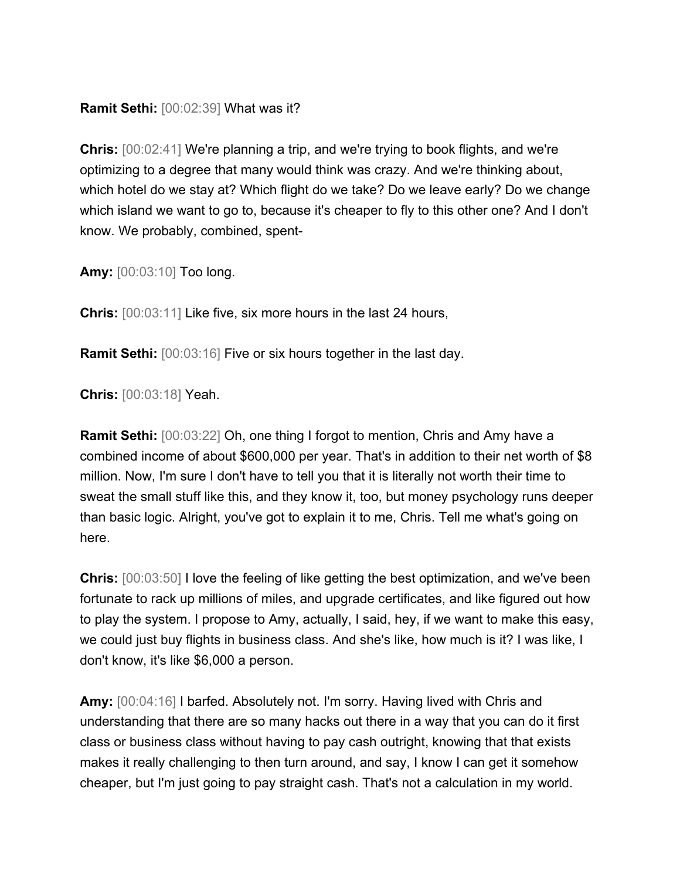**Ramit Sethi:** [00:02:39] What was it?

**Chris:** [00:02:41] We're planning a trip, and we're trying to book flights, and we're optimizing to a degree that many would think was crazy. And we're thinking about, which hotel do we stay at? Which flight do we take? Do we leave early? Do we change which island we want to go to, because it's cheaper to fly to this other one? And I don't know. We probably, combined, spent-

**Amy:** [00:03:10] Too long.

**Chris:** [00:03:11] Like five, six more hours in the last 24 hours,

**Ramit Sethi:** [00:03:16] Five or six hours together in the last day.

**Chris:** [00:03:18] Yeah.

**Ramit Sethi:** [00:03:22] Oh, one thing I forgot to mention, Chris and Amy have a combined income of about $600,000 per year. That's in addition to their net worth of $8 million. Now, I'm sure I don't have to tell you that it is literally not worth their time to sweat the small stuff like this, and they know it, too, but money psychology runs deeper than basic logic. Alright, you've got to explain it to me, Chris. Tell me what's going on here.

**Chris:** [00:03:50] I love the feeling of like getting the best optimization, and we've been fortunate to rack up millions of miles, and upgrade certificates, and like figured out how to play the system. I propose to Amy, actually, I said, hey, if we want to make this easy, we could just buy flights in business class. And she's like, how much is it? I was like, I don't know, it's like $6,000 a person.

**Amy:** [00:04:16] I barfed. Absolutely not. I'm sorry. Having lived with Chris and understanding that there are so many hacks out there in a way that you can do it first class or business class without having to pay cash outright, knowing that that exists makes it really challenging to then turn around, and say, I know I can get it somehow cheaper, but I'm just going to pay straight cash. That's not a calculation in my world.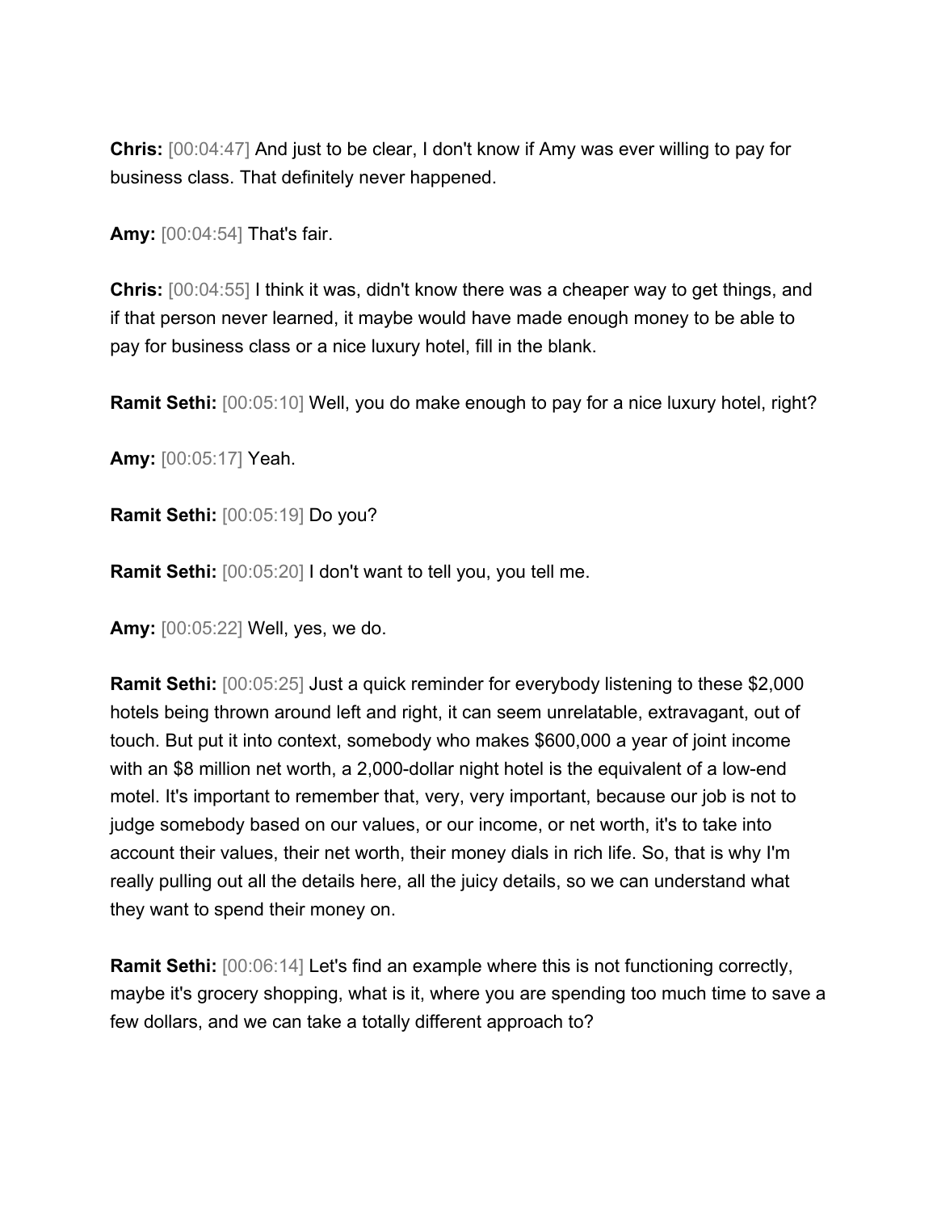**Chris:** [00:04:47] And just to be clear, I don't know if Amy was ever willing to pay for business class. That definitely never happened.

**Amy:** [00:04:54] That's fair.

**Chris:** [00:04:55] I think it was, didn't know there was a cheaper way to get things, and if that person never learned, it maybe would have made enough money to be able to pay for business class or a nice luxury hotel, fill in the blank.

**Ramit Sethi:** [00:05:10] Well, you do make enough to pay for a nice luxury hotel, right?

**Amy:** [00:05:17] Yeah.

**Ramit Sethi:** [00:05:19] Do you?

**Ramit Sethi:** [00:05:20] I don't want to tell you, you tell me.

**Amy:** [00:05:22] Well, yes, we do.

**Ramit Sethi:** [00:05:25] Just a quick reminder for everybody listening to these $2,000 hotels being thrown around left and right, it can seem unrelatable, extravagant, out of touch. But put it into context, somebody who makes $600,000 a year of joint income with an $8 million net worth, a 2,000-dollar night hotel is the equivalent of a low-end motel. It's important to remember that, very, very important, because our job is not to judge somebody based on our values, or our income, or net worth, it's to take into account their values, their net worth, their money dials in rich life. So, that is why I'm really pulling out all the details here, all the juicy details, so we can understand what they want to spend their money on.

**Ramit Sethi:** [00:06:14] Let's find an example where this is not functioning correctly, maybe it's grocery shopping, what is it, where you are spending too much time to save a few dollars, and we can take a totally different approach to?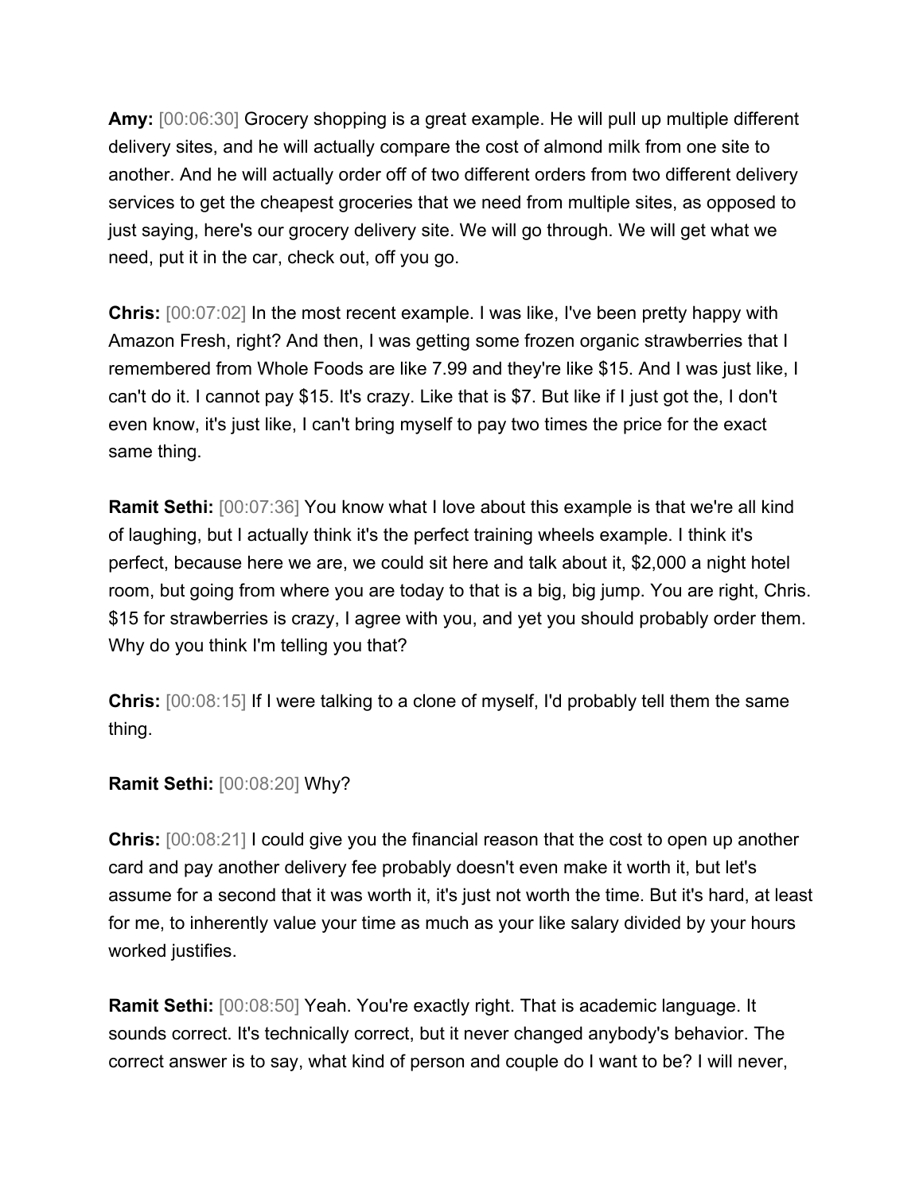**Amy:** [00:06:30] Grocery shopping is a great example. He will pull up multiple different delivery sites, and he will actually compare the cost of almond milk from one site to another. And he will actually order off of two different orders from two different delivery services to get the cheapest groceries that we need from multiple sites, as opposed to just saying, here's our grocery delivery site. We will go through. We will get what we need, put it in the car, check out, off you go.

**Chris:** [00:07:02] In the most recent example. I was like, I've been pretty happy with Amazon Fresh, right? And then, I was getting some frozen organic strawberries that I remembered from Whole Foods are like 7.99 and they're like $15. And I was just like, I can't do it. I cannot pay $15. It's crazy. Like that is $7. But like if I just got the, I don't even know, it's just like, I can't bring myself to pay two times the price for the exact same thing.

**Ramit Sethi:** [00:07:36] You know what I love about this example is that we're all kind of laughing, but I actually think it's the perfect training wheels example. I think it's perfect, because here we are, we could sit here and talk about it, $2,000 a night hotel room, but going from where you are today to that is a big, big jump. You are right, Chris. $15 for strawberries is crazy, I agree with you, and yet you should probably order them. Why do you think I'm telling you that?

**Chris:** [00:08:15] If I were talking to a clone of myself, I'd probably tell them the same thing.

**Ramit Sethi:** [00:08:20] Why?

**Chris:** [00:08:21] I could give you the financial reason that the cost to open up another card and pay another delivery fee probably doesn't even make it worth it, but let's assume for a second that it was worth it, it's just not worth the time. But it's hard, at least for me, to inherently value your time as much as your like salary divided by your hours worked justifies.

**Ramit Sethi:** [00:08:50] Yeah. You're exactly right. That is academic language. It sounds correct. It's technically correct, but it never changed anybody's behavior. The correct answer is to say, what kind of person and couple do I want to be? I will never,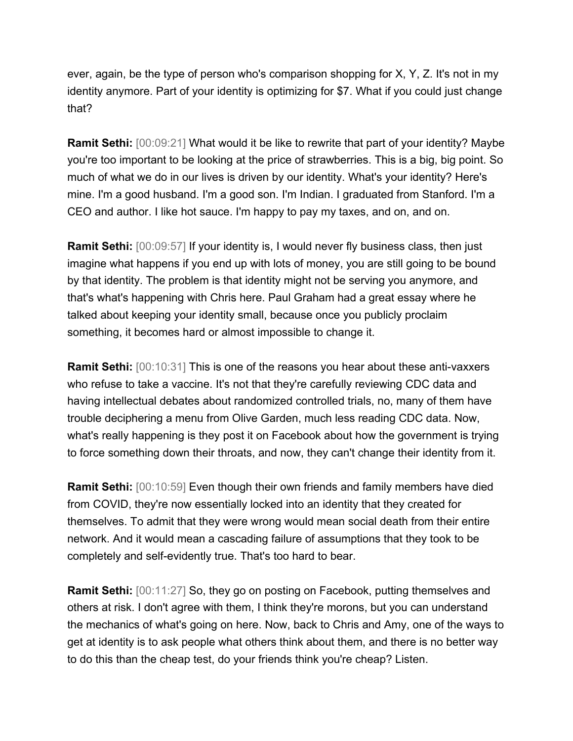ever, again, be the type of person who's comparison shopping for X, Y, Z. It's not in my identity anymore. Part of your identity is optimizing for $7. What if you could just change that?

**Ramit Sethi:** [00:09:21] What would it be like to rewrite that part of your identity? Maybe you're too important to be looking at the price of strawberries. This is a big, big point. So much of what we do in our lives is driven by our identity. What's your identity? Here's mine. I'm a good husband. I'm a good son. I'm Indian. I graduated from Stanford. I'm a CEO and author. I like hot sauce. I'm happy to pay my taxes, and on, and on.

**Ramit Sethi:** [00:09:57] If your identity is, I would never fly business class, then just imagine what happens if you end up with lots of money, you are still going to be bound by that identity. The problem is that identity might not be serving you anymore, and that's what's happening with Chris here. Paul Graham had a great essay where he talked about keeping your identity small, because once you publicly proclaim something, it becomes hard or almost impossible to change it.

**Ramit Sethi:** [00:10:31] This is one of the reasons you hear about these anti-vaxxers who refuse to take a vaccine. It's not that they're carefully reviewing CDC data and having intellectual debates about randomized controlled trials, no, many of them have trouble deciphering a menu from Olive Garden, much less reading CDC data. Now, what's really happening is they post it on Facebook about how the government is trying to force something down their throats, and now, they can't change their identity from it.

**Ramit Sethi:** [00:10:59] Even though their own friends and family members have died from COVID, they're now essentially locked into an identity that they created for themselves. To admit that they were wrong would mean social death from their entire network. And it would mean a cascading failure of assumptions that they took to be completely and self-evidently true. That's too hard to bear.

**Ramit Sethi:** [00:11:27] So, they go on posting on Facebook, putting themselves and others at risk. I don't agree with them, I think they're morons, but you can understand the mechanics of what's going on here. Now, back to Chris and Amy, one of the ways to get at identity is to ask people what others think about them, and there is no better way to do this than the cheap test, do your friends think you're cheap? Listen.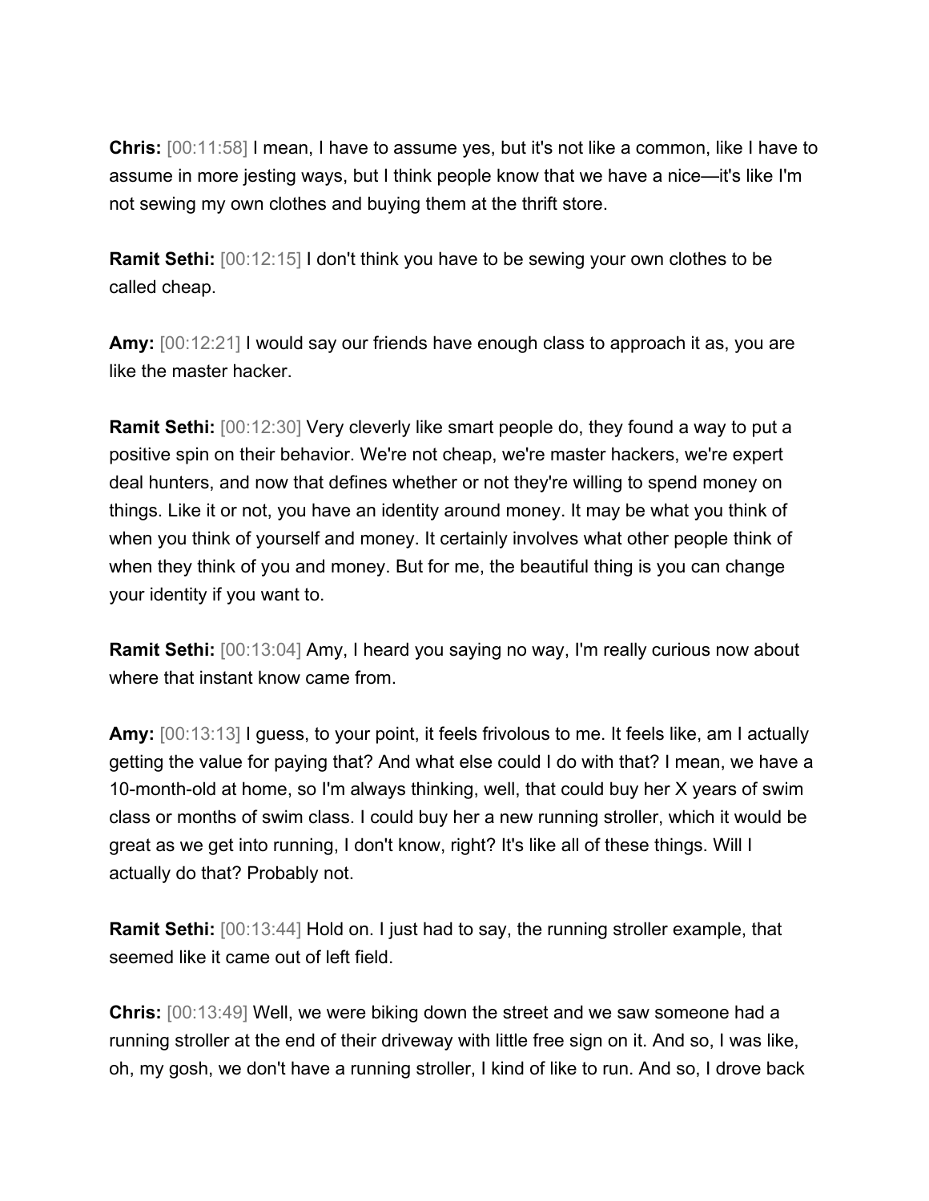**Chris:** [00:11:58] I mean, I have to assume yes, but it's not like a common, like I have to assume in more jesting ways, but I think people know that we have a nice—it's like I'm not sewing my own clothes and buying them at the thrift store.

**Ramit Sethi:** [00:12:15] I don't think you have to be sewing your own clothes to be called cheap.

**Amy:** [00:12:21] I would say our friends have enough class to approach it as, you are like the master hacker.

**Ramit Sethi:** [00:12:30] Very cleverly like smart people do, they found a way to put a positive spin on their behavior. We're not cheap, we're master hackers, we're expert deal hunters, and now that defines whether or not they're willing to spend money on things. Like it or not, you have an identity around money. It may be what you think of when you think of yourself and money. It certainly involves what other people think of when they think of you and money. But for me, the beautiful thing is you can change your identity if you want to.

**Ramit Sethi:** [00:13:04] Amy, I heard you saying no way, I'm really curious now about where that instant know came from.

**Amy:** [00:13:13] I guess, to your point, it feels frivolous to me. It feels like, am I actually getting the value for paying that? And what else could I do with that? I mean, we have a 10-month-old at home, so I'm always thinking, well, that could buy her X years of swim class or months of swim class. I could buy her a new running stroller, which it would be great as we get into running, I don't know, right? It's like all of these things. Will I actually do that? Probably not.

**Ramit Sethi:** [00:13:44] Hold on. I just had to say, the running stroller example, that seemed like it came out of left field.

**Chris:** [00:13:49] Well, we were biking down the street and we saw someone had a running stroller at the end of their driveway with little free sign on it. And so, I was like, oh, my gosh, we don't have a running stroller, I kind of like to run. And so, I drove back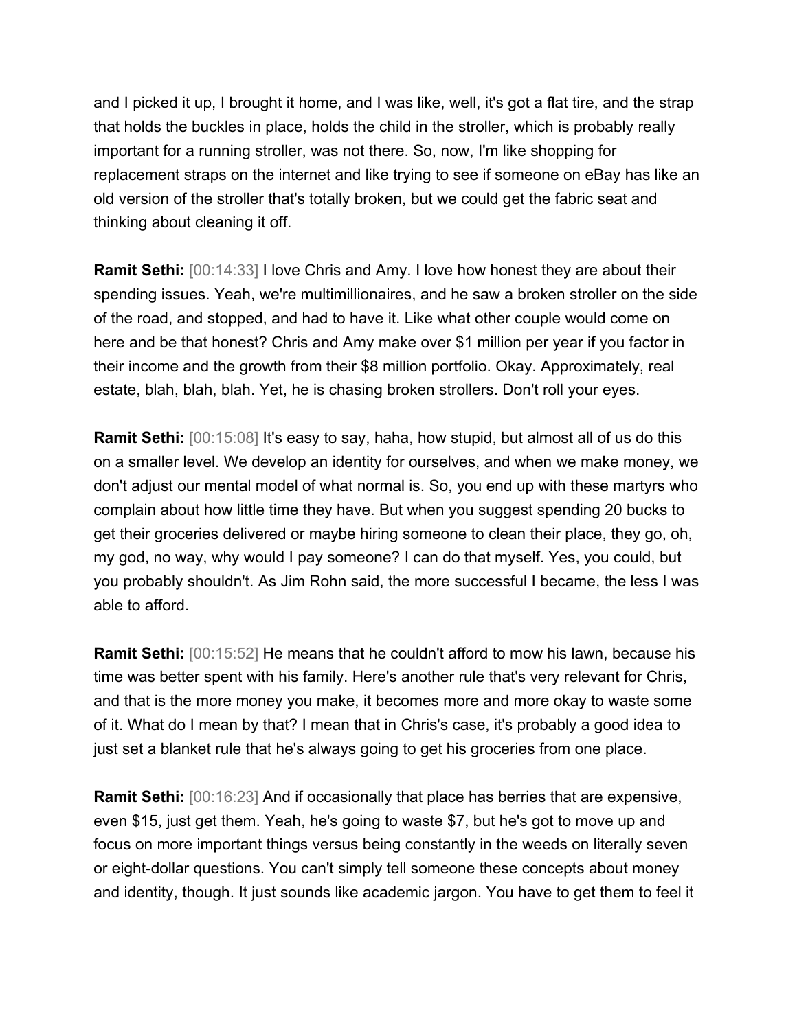and I picked it up, I brought it home, and I was like, well, it's got a flat tire, and the strap that holds the buckles in place, holds the child in the stroller, which is probably really important for a running stroller, was not there. So, now, I'm like shopping for replacement straps on the internet and like trying to see if someone on eBay has like an old version of the stroller that's totally broken, but we could get the fabric seat and thinking about cleaning it off.

**Ramit Sethi:** [00:14:33] I love Chris and Amy. I love how honest they are about their spending issues. Yeah, we're multimillionaires, and he saw a broken stroller on the side of the road, and stopped, and had to have it. Like what other couple would come on here and be that honest? Chris and Amy make over $1 million per year if you factor in their income and the growth from their $8 million portfolio. Okay. Approximately, real estate, blah, blah, blah. Yet, he is chasing broken strollers. Don't roll your eyes.

**Ramit Sethi:** [00:15:08] It's easy to say, haha, how stupid, but almost all of us do this on a smaller level. We develop an identity for ourselves, and when we make money, we don't adjust our mental model of what normal is. So, you end up with these martyrs who complain about how little time they have. But when you suggest spending 20 bucks to get their groceries delivered or maybe hiring someone to clean their place, they go, oh, my god, no way, why would I pay someone? I can do that myself. Yes, you could, but you probably shouldn't. As Jim Rohn said, the more successful I became, the less I was able to afford.

**Ramit Sethi:** [00:15:52] He means that he couldn't afford to mow his lawn, because his time was better spent with his family. Here's another rule that's very relevant for Chris, and that is the more money you make, it becomes more and more okay to waste some of it. What do I mean by that? I mean that in Chris's case, it's probably a good idea to just set a blanket rule that he's always going to get his groceries from one place.

**Ramit Sethi:** [00:16:23] And if occasionally that place has berries that are expensive, even $15, just get them. Yeah, he's going to waste $7, but he's got to move up and focus on more important things versus being constantly in the weeds on literally seven or eight-dollar questions. You can't simply tell someone these concepts about money and identity, though. It just sounds like academic jargon. You have to get them to feel it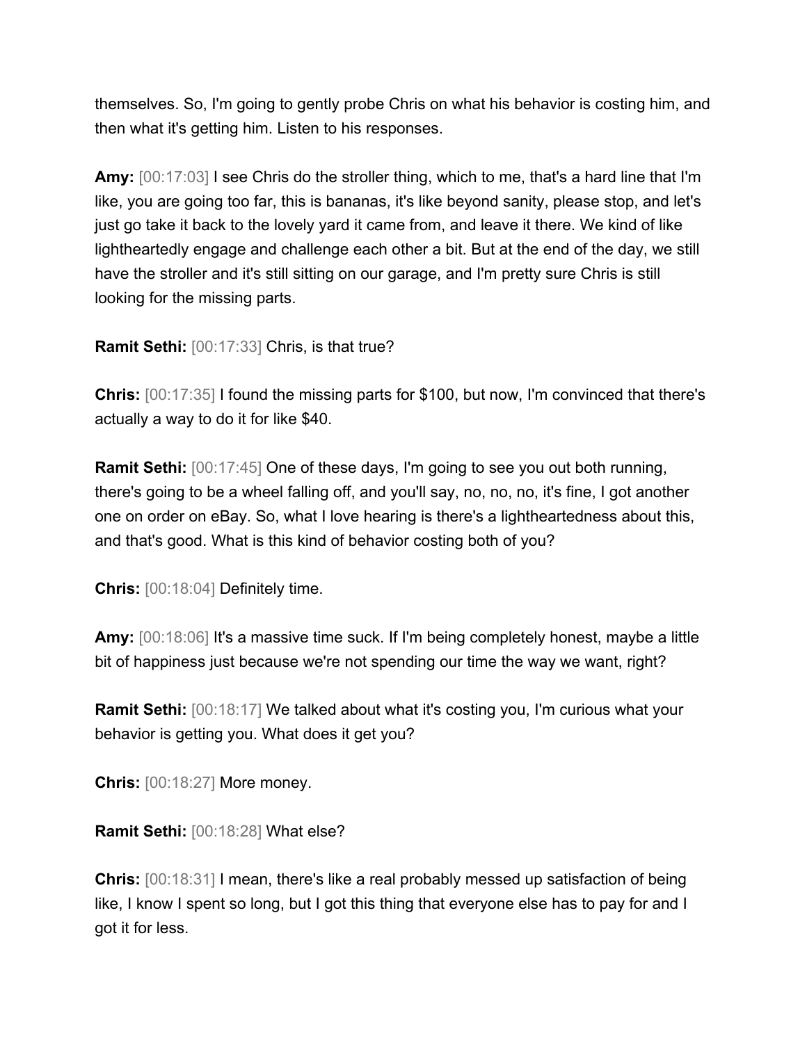themselves. So, I'm going to gently probe Chris on what his behavior is costing him, and then what it's getting him. Listen to his responses.

**Amy:** [00:17:03] I see Chris do the stroller thing, which to me, that's a hard line that I'm like, you are going too far, this is bananas, it's like beyond sanity, please stop, and let's just go take it back to the lovely yard it came from, and leave it there. We kind of like lightheartedly engage and challenge each other a bit. But at the end of the day, we still have the stroller and it's still sitting on our garage, and I'm pretty sure Chris is still looking for the missing parts.

**Ramit Sethi:** [00:17:33] Chris, is that true?

**Chris:** [00:17:35] I found the missing parts for $100, but now, I'm convinced that there's actually a way to do it for like $40.

**Ramit Sethi:** [00:17:45] One of these days, I'm going to see you out both running, there's going to be a wheel falling off, and you'll say, no, no, no, it's fine, I got another one on order on eBay. So, what I love hearing is there's a lightheartedness about this, and that's good. What is this kind of behavior costing both of you?

**Chris:** [00:18:04] Definitely time.

**Amy:** [00:18:06] It's a massive time suck. If I'm being completely honest, maybe a little bit of happiness just because we're not spending our time the way we want, right?

**Ramit Sethi:** [00:18:17] We talked about what it's costing you, I'm curious what your behavior is getting you. What does it get you?

**Chris:** [00:18:27] More money.

**Ramit Sethi:** [00:18:28] What else?

**Chris:** [00:18:31] I mean, there's like a real probably messed up satisfaction of being like, I know I spent so long, but I got this thing that everyone else has to pay for and I got it for less.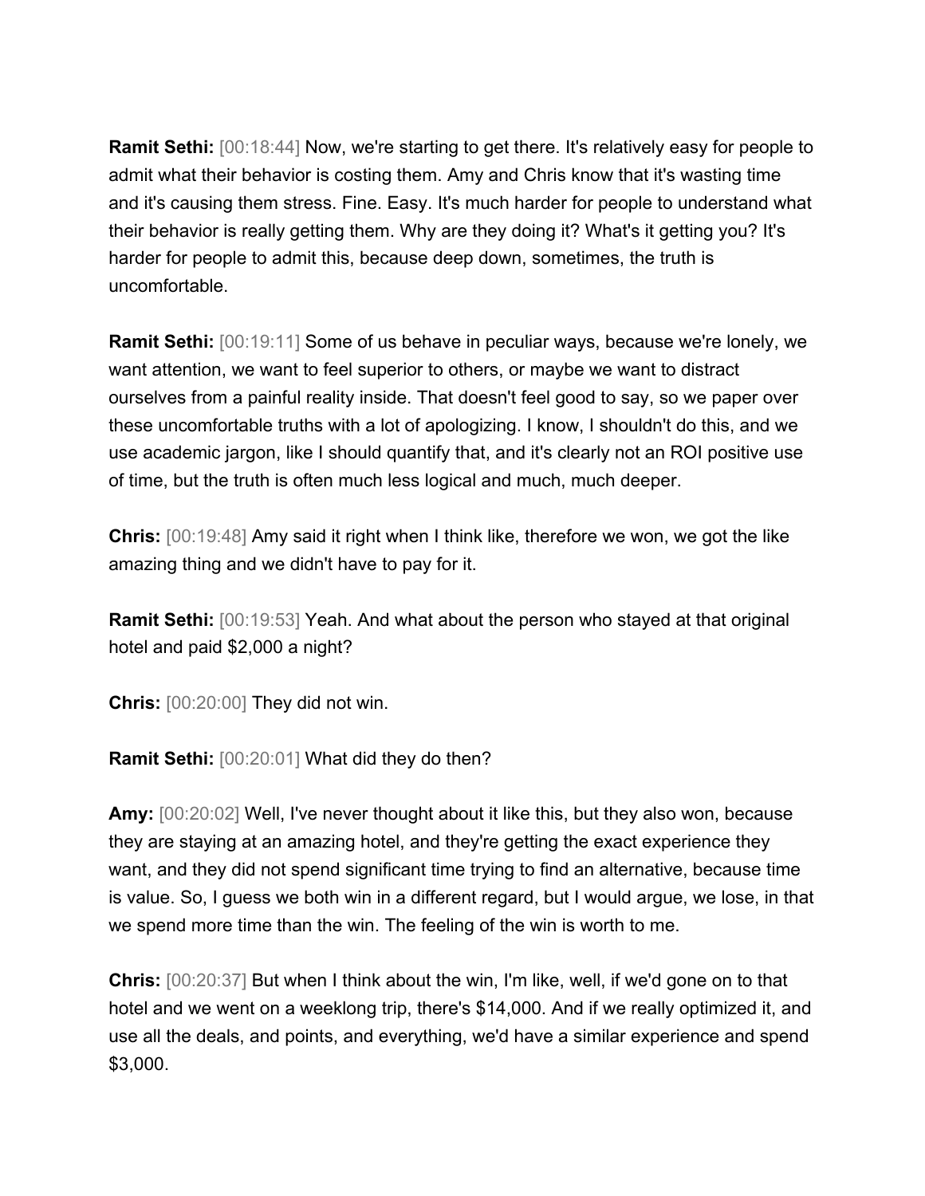**Ramit Sethi:** [00:18:44] Now, we're starting to get there. It's relatively easy for people to admit what their behavior is costing them. Amy and Chris know that it's wasting time and it's causing them stress. Fine. Easy. It's much harder for people to understand what their behavior is really getting them. Why are they doing it? What's it getting you? It's harder for people to admit this, because deep down, sometimes, the truth is uncomfortable.

**Ramit Sethi:** [00:19:11] Some of us behave in peculiar ways, because we're lonely, we want attention, we want to feel superior to others, or maybe we want to distract ourselves from a painful reality inside. That doesn't feel good to say, so we paper over these uncomfortable truths with a lot of apologizing. I know, I shouldn't do this, and we use academic jargon, like I should quantify that, and it's clearly not an ROI positive use of time, but the truth is often much less logical and much, much deeper.

**Chris:** [00:19:48] Amy said it right when I think like, therefore we won, we got the like amazing thing and we didn't have to pay for it.

**Ramit Sethi:** [00:19:53] Yeah. And what about the person who stayed at that original hotel and paid $2,000 a night?

**Chris:** [00:20:00] They did not win.

**Ramit Sethi:** [00:20:01] What did they do then?

**Amy:** [00:20:02] Well, I've never thought about it like this, but they also won, because they are staying at an amazing hotel, and they're getting the exact experience they want, and they did not spend significant time trying to find an alternative, because time is value. So, I guess we both win in a different regard, but I would argue, we lose, in that we spend more time than the win. The feeling of the win is worth to me.

**Chris:** [00:20:37] But when I think about the win, I'm like, well, if we'd gone on to that hotel and we went on a weeklong trip, there's $14,000. And if we really optimized it, and use all the deals, and points, and everything, we'd have a similar experience and spend $3,000.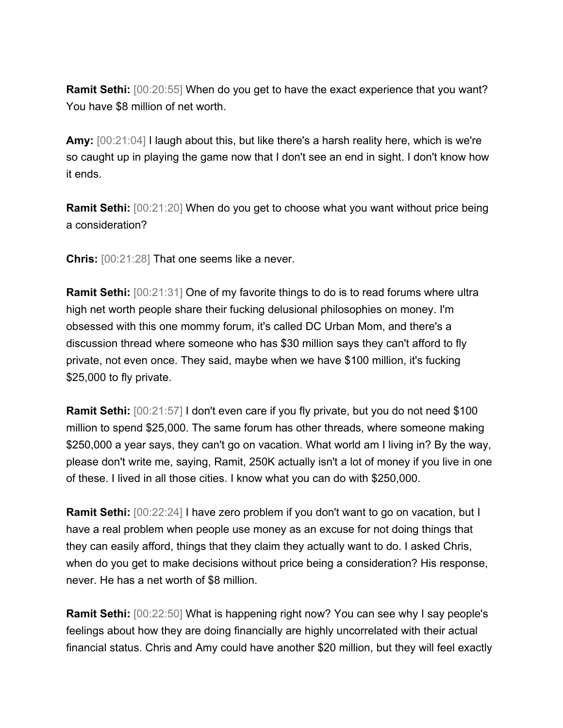**Ramit Sethi:** [00:20:55] When do you get to have the exact experience that you want? You have $8 million of net worth.

**Amy:** [00:21:04] I laugh about this, but like there's a harsh reality here, which is we're so caught up in playing the game now that I don't see an end in sight. I don't know how it ends.

**Ramit Sethi:** [00:21:20] When do you get to choose what you want without price being a consideration?

**Chris:** [00:21:28] That one seems like a never.

**Ramit Sethi:** [00:21:31] One of my favorite things to do is to read forums where ultra high net worth people share their fucking delusional philosophies on money. I'm obsessed with this one mommy forum, it's called DC Urban Mom, and there's a discussion thread where someone who has $30 million says they can't afford to fly private, not even once. They said, maybe when we have $100 million, it's fucking $25,000 to fly private.

**Ramit Sethi:** [00:21:57] I don't even care if you fly private, but you do not need $100 million to spend $25,000. The same forum has other threads, where someone making $250,000 a year says, they can't go on vacation. What world am I living in? By the way, please don't write me, saying, Ramit, 250K actually isn't a lot of money if you live in one of these. I lived in all those cities. I know what you can do with $250,000.

**Ramit Sethi:** [00:22:24] I have zero problem if you don't want to go on vacation, but I have a real problem when people use money as an excuse for not doing things that they can easily afford, things that they claim they actually want to do. I asked Chris, when do you get to make decisions without price being a consideration? His response, never. He has a net worth of $8 million.

**Ramit Sethi:** [00:22:50] What is happening right now? You can see why I say people's feelings about how they are doing financially are highly uncorrelated with their actual financial status. Chris and Amy could have another $20 million, but they will feel exactly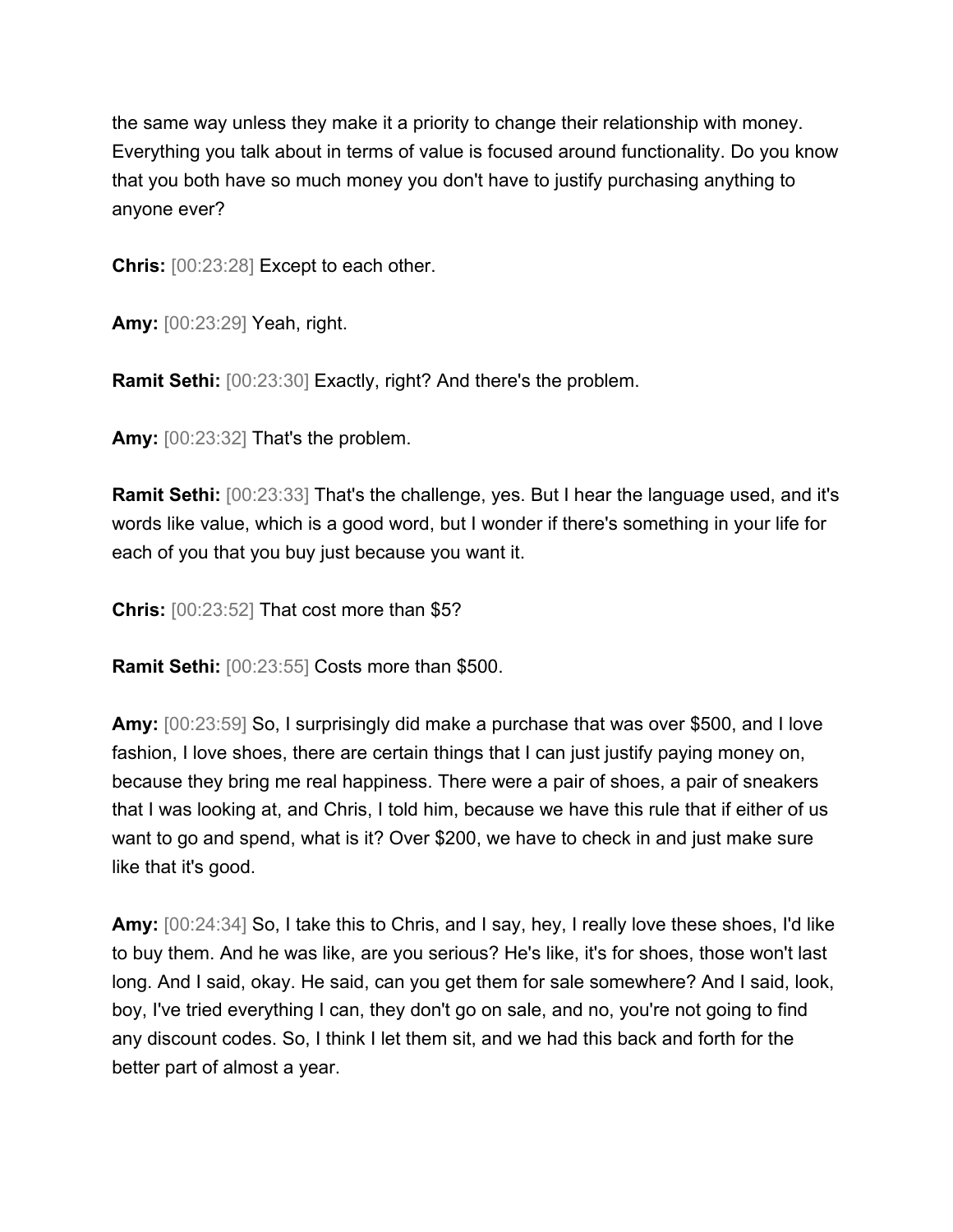the same way unless they make it a priority to change their relationship with money. Everything you talk about in terms of value is focused around functionality. Do you know that you both have so much money you don't have to justify purchasing anything to anyone ever?

**Chris:** [00:23:28] Except to each other.

**Amy:** [00:23:29] Yeah, right.

**Ramit Sethi:** [00:23:30] Exactly, right? And there's the problem.

**Amy:** [00:23:32] That's the problem.

**Ramit Sethi:** [00:23:33] That's the challenge, yes. But I hear the language used, and it's words like value, which is a good word, but I wonder if there's something in your life for each of you that you buy just because you want it.

**Chris:** [00:23:52] That cost more than $5?

**Ramit Sethi:** [00:23:55] Costs more than $500.

**Amy:** [00:23:59] So, I surprisingly did make a purchase that was over $500, and I love fashion, I love shoes, there are certain things that I can just justify paying money on, because they bring me real happiness. There were a pair of shoes, a pair of sneakers that I was looking at, and Chris, I told him, because we have this rule that if either of us want to go and spend, what is it? Over $200, we have to check in and just make sure like that it's good.

**Amy:** [00:24:34] So, I take this to Chris, and I say, hey, I really love these shoes, I'd like to buy them. And he was like, are you serious? He's like, it's for shoes, those won't last long. And I said, okay. He said, can you get them for sale somewhere? And I said, look, boy, I've tried everything I can, they don't go on sale, and no, you're not going to find any discount codes. So, I think I let them sit, and we had this back and forth for the better part of almost a year.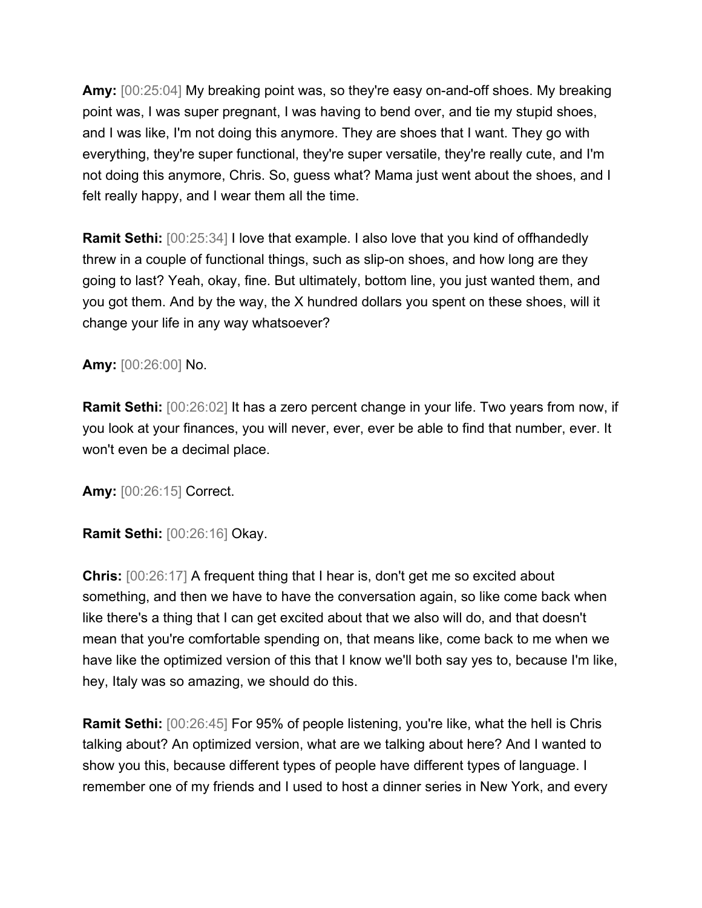**Amy:** [00:25:04] My breaking point was, so they're easy on-and-off shoes. My breaking point was, I was super pregnant, I was having to bend over, and tie my stupid shoes, and I was like, I'm not doing this anymore. They are shoes that I want. They go with everything, they're super functional, they're super versatile, they're really cute, and I'm not doing this anymore, Chris. So, guess what? Mama just went about the shoes, and I felt really happy, and I wear them all the time.

**Ramit Sethi:** [00:25:34] I love that example. I also love that you kind of offhandedly threw in a couple of functional things, such as slip-on shoes, and how long are they going to last? Yeah, okay, fine. But ultimately, bottom line, you just wanted them, and you got them. And by the way, the X hundred dollars you spent on these shoes, will it change your life in any way whatsoever?

**Amy:** [00:26:00] No.

**Ramit Sethi:** [00:26:02] It has a zero percent change in your life. Two years from now, if you look at your finances, you will never, ever, ever be able to find that number, ever. It won't even be a decimal place.

**Amy:** [00:26:15] Correct.

**Ramit Sethi:** [00:26:16] Okay.

**Chris:** [00:26:17] A frequent thing that I hear is, don't get me so excited about something, and then we have to have the conversation again, so like come back when like there's a thing that I can get excited about that we also will do, and that doesn't mean that you're comfortable spending on, that means like, come back to me when we have like the optimized version of this that I know we'll both say yes to, because I'm like, hey, Italy was so amazing, we should do this.

**Ramit Sethi:** [00:26:45] For 95% of people listening, you're like, what the hell is Chris talking about? An optimized version, what are we talking about here? And I wanted to show you this, because different types of people have different types of language. I remember one of my friends and I used to host a dinner series in New York, and every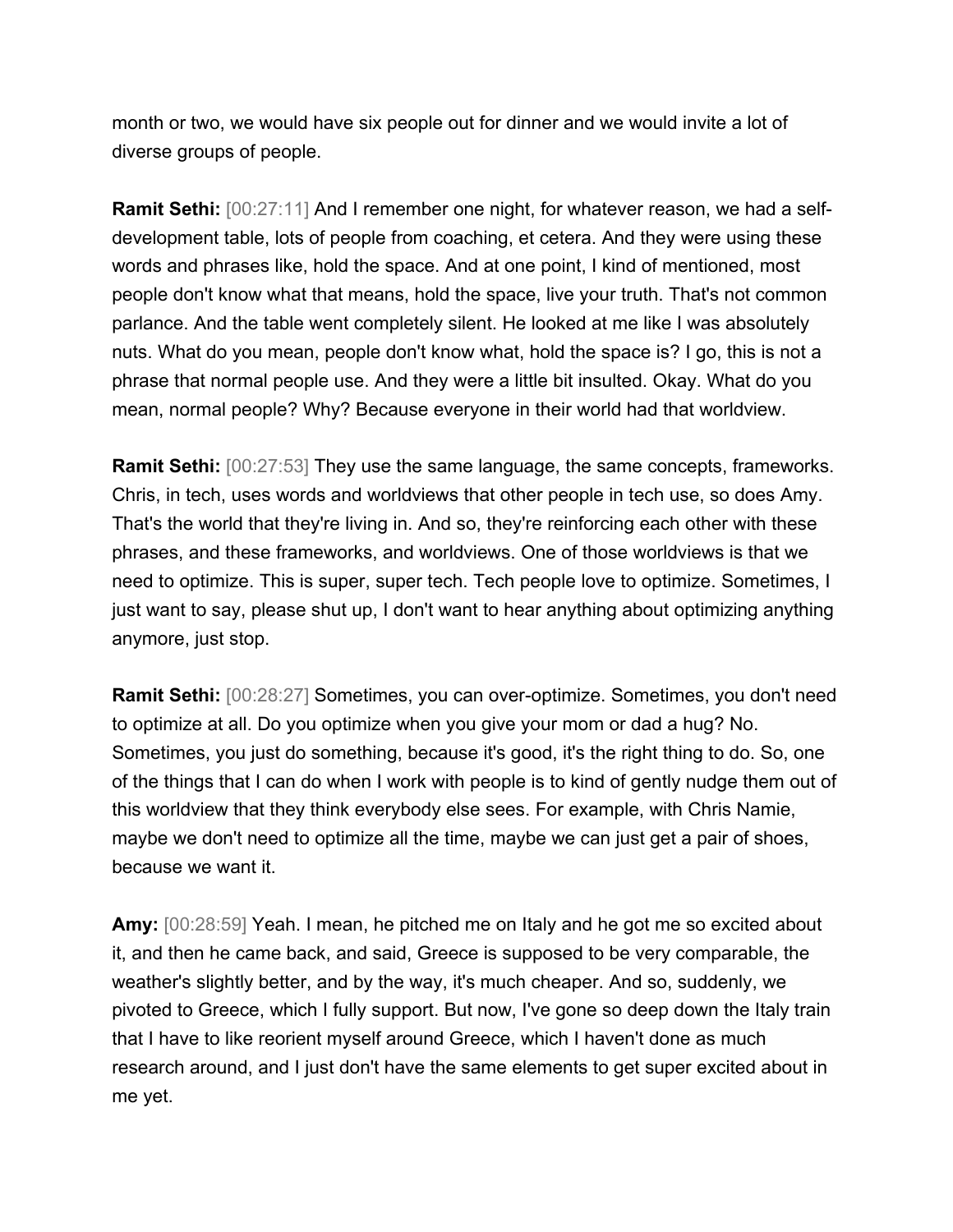month or two, we would have six people out for dinner and we would invite a lot of diverse groups of people.

**Ramit Sethi:** [00:27:11] And I remember one night, for whatever reason, we had a self-development table, lots of people from coaching, et cetera. And they were using these words and phrases like, hold the space. And at one point, I kind of mentioned, most people don't know what that means, hold the space, live your truth. That's not common parlance. And the table went completely silent. He looked at me like I was absolutely nuts. What do you mean, people don't know what, hold the space is? I go, this is not a phrase that normal people use. And they were a little bit insulted. Okay. What do you mean, normal people? Why? Because everyone in their world had that worldview.

**Ramit Sethi:** [00:27:53] They use the same language, the same concepts, frameworks. Chris, in tech, uses words and worldviews that other people in tech use, so does Amy. That's the world that they're living in. And so, they're reinforcing each other with these phrases, and these frameworks, and worldviews. One of those worldviews is that we need to optimize. This is super, super tech. Tech people love to optimize. Sometimes, I just want to say, please shut up, I don't want to hear anything about optimizing anything anymore, just stop.

**Ramit Sethi:** [00:28:27] Sometimes, you can over-optimize. Sometimes, you don't need to optimize at all. Do you optimize when you give your mom or dad a hug? No. Sometimes, you just do something, because it's good, it's the right thing to do. So, one of the things that I can do when I work with people is to kind of gently nudge them out of this worldview that they think everybody else sees. For example, with Chris Namie, maybe we don't need to optimize all the time, maybe we can just get a pair of shoes, because we want it.

**Amy:** [00:28:59] Yeah. I mean, he pitched me on Italy and he got me so excited about it, and then he came back, and said, Greece is supposed to be very comparable, the weather's slightly better, and by the way, it's much cheaper. And so, suddenly, we pivoted to Greece, which I fully support. But now, I've gone so deep down the Italy train that I have to like reorient myself around Greece, which I haven't done as much research around, and I just don't have the same elements to get super excited about in me yet.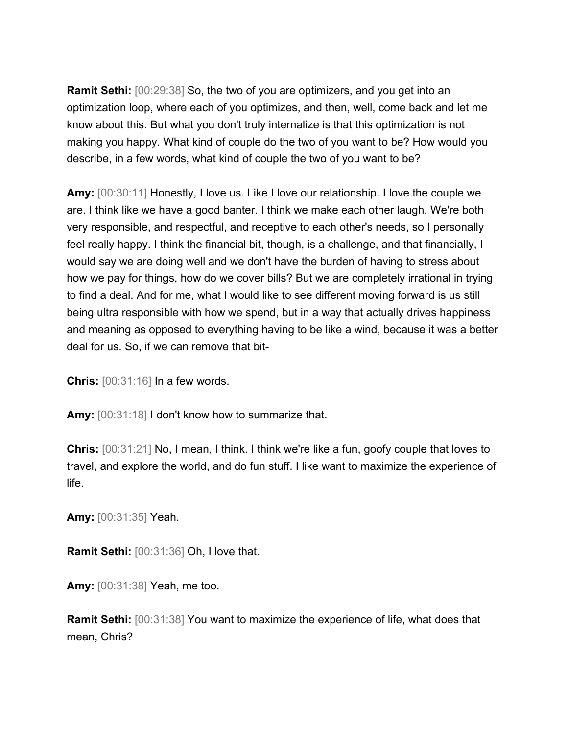**Ramit Sethi:** [00:29:38] So, the two of you are optimizers, and you get into an optimization loop, where each of you optimizes, and then, well, come back and let me know about this. But what you don't truly internalize is that this optimization is not making you happy. What kind of couple do the two of you want to be? How would you describe, in a few words, what kind of couple the two of you want to be?

**Amy:** [00:30:11] Honestly, I love us. Like I love our relationship. I love the couple we are. I think like we have a good banter. I think we make each other laugh. We're both very responsible, and respectful, and receptive to each other's needs, so I personally feel really happy. I think the financial bit, though, is a challenge, and that financially, I would say we are doing well and we don't have the burden of having to stress about how we pay for things, how do we cover bills? But we are completely irrational in trying to find a deal. And for me, what I would like to see different moving forward is us still being ultra responsible with how we spend, but in a way that actually drives happiness and meaning as opposed to everything having to be like a wind, because it was a better deal for us. So, if we can remove that bit-

**Chris:** [00:31:16] In a few words.

**Amy:** [00:31:18] I don't know how to summarize that.

**Chris:** [00:31:21] No, I mean, I think. I think we're like a fun, goofy couple that loves to travel, and explore the world, and do fun stuff. I like want to maximize the experience of life.

**Amy:** [00:31:35] Yeah.

**Ramit Sethi:** [00:31:36] Oh, I love that.

**Amy:** [00:31:38] Yeah, me too.

**Ramit Sethi:** [00:31:38] You want to maximize the experience of life, what does that mean, Chris?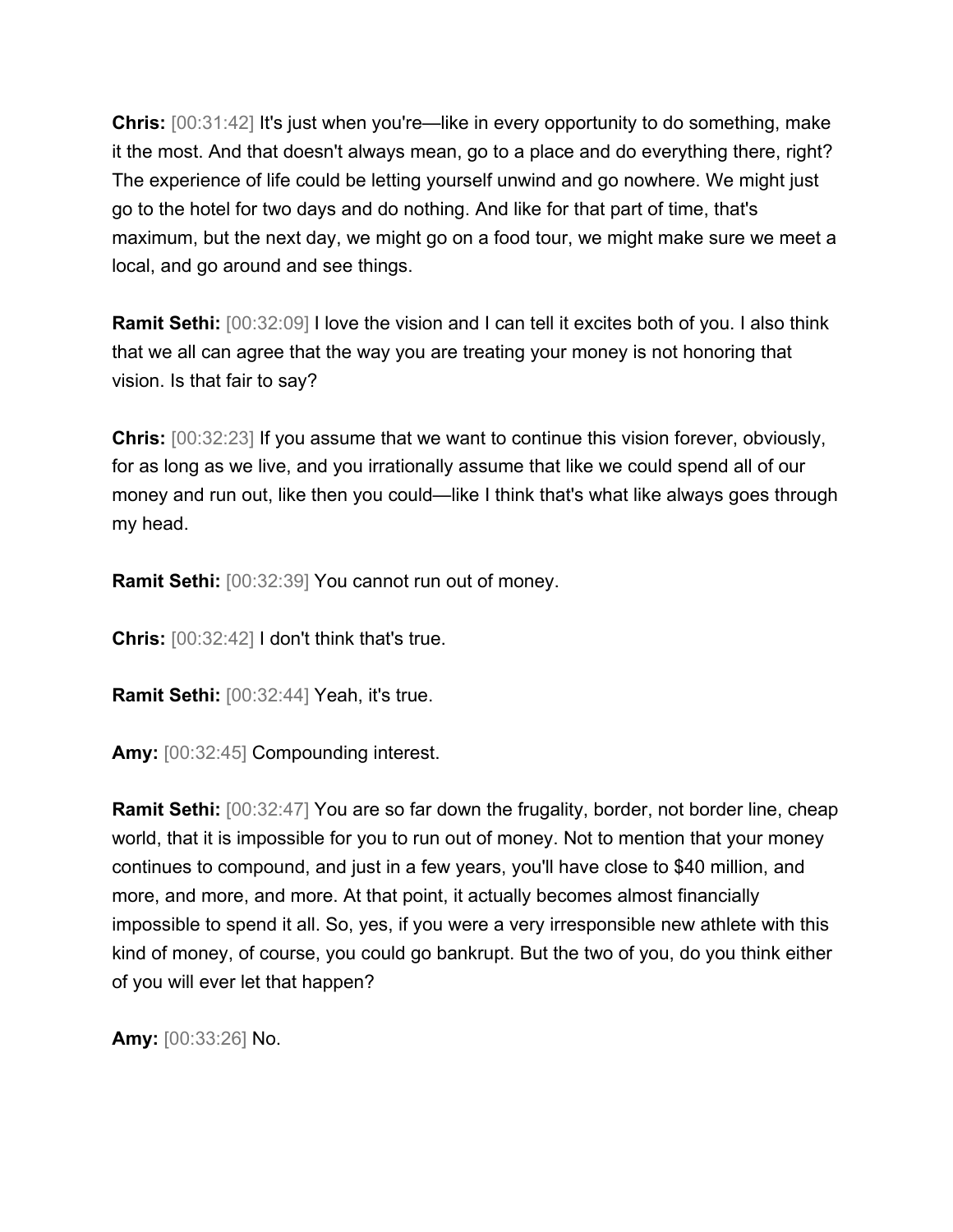**Chris:** [00:31:42] It's just when you're—like in every opportunity to do something, make it the most. And that doesn't always mean, go to a place and do everything there, right? The experience of life could be letting yourself unwind and go nowhere. We might just go to the hotel for two days and do nothing. And like for that part of time, that's maximum, but the next day, we might go on a food tour, we might make sure we meet a local, and go around and see things.

**Ramit Sethi:** [00:32:09] I love the vision and I can tell it excites both of you. I also think that we all can agree that the way you are treating your money is not honoring that vision. Is that fair to say?

**Chris:** [00:32:23] If you assume that we want to continue this vision forever, obviously, for as long as we live, and you irrationally assume that like we could spend all of our money and run out, like then you could—like I think that's what like always goes through my head.

**Ramit Sethi:** [00:32:39] You cannot run out of money.

**Chris:** [00:32:42] I don't think that's true.

**Ramit Sethi:** [00:32:44] Yeah, it's true.

**Amy:** [00:32:45] Compounding interest.

**Ramit Sethi:** [00:32:47] You are so far down the frugality, border, not border line, cheap world, that it is impossible for you to run out of money. Not to mention that your money continues to compound, and just in a few years, you'll have close to $40 million, and more, and more, and more. At that point, it actually becomes almost financially impossible to spend it all. So, yes, if you were a very irresponsible new athlete with this kind of money, of course, you could go bankrupt. But the two of you, do you think either of you will ever let that happen?

**Amy:** [00:33:26] No.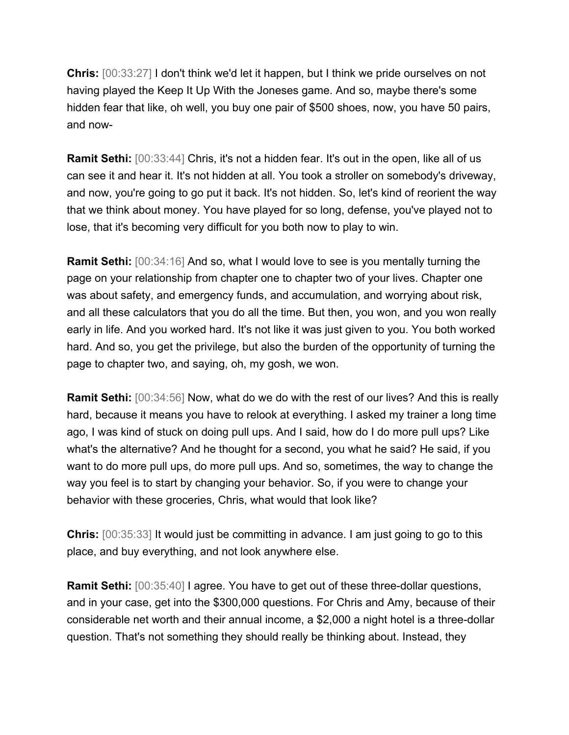**Chris:** [00:33:27] I don't think we'd let it happen, but I think we pride ourselves on not having played the Keep It Up With the Joneses game. And so, maybe there's some hidden fear that like, oh well, you buy one pair of $500 shoes, now, you have 50 pairs, and now-

**Ramit Sethi:** [00:33:44] Chris, it's not a hidden fear. It's out in the open, like all of us can see it and hear it. It's not hidden at all. You took a stroller on somebody's driveway, and now, you're going to go put it back. It's not hidden. So, let's kind of reorient the way that we think about money. You have played for so long, defense, you've played not to lose, that it's becoming very difficult for you both now to play to win.

**Ramit Sethi:** [00:34:16] And so, what I would love to see is you mentally turning the page on your relationship from chapter one to chapter two of your lives. Chapter one was about safety, and emergency funds, and accumulation, and worrying about risk, and all these calculators that you do all the time. But then, you won, and you won really early in life. And you worked hard. It's not like it was just given to you. You both worked hard. And so, you get the privilege, but also the burden of the opportunity of turning the page to chapter two, and saying, oh, my gosh, we won.

**Ramit Sethi:** [00:34:56] Now, what do we do with the rest of our lives? And this is really hard, because it means you have to relook at everything. I asked my trainer a long time ago, I was kind of stuck on doing pull ups. And I said, how do I do more pull ups? Like what's the alternative? And he thought for a second, you what he said? He said, if you want to do more pull ups, do more pull ups. And so, sometimes, the way to change the way you feel is to start by changing your behavior. So, if you were to change your behavior with these groceries, Chris, what would that look like?

**Chris:** [00:35:33] It would just be committing in advance. I am just going to go to this place, and buy everything, and not look anywhere else.

**Ramit Sethi:** [00:35:40] I agree. You have to get out of these three-dollar questions, and in your case, get into the $300,000 questions. For Chris and Amy, because of their considerable net worth and their annual income, a $2,000 a night hotel is a three-dollar question. That's not something they should really be thinking about. Instead, they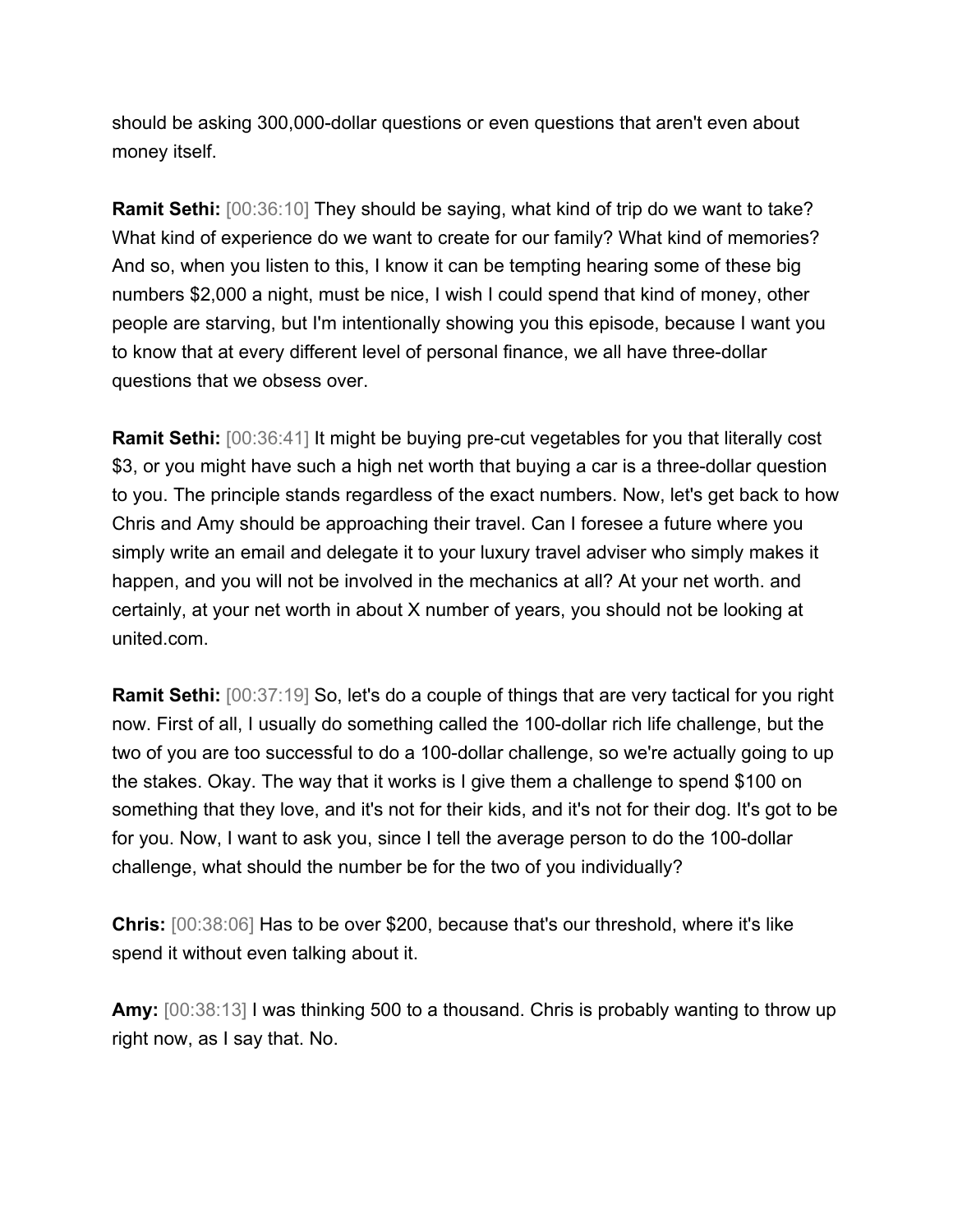should be asking 300,000-dollar questions or even questions that aren't even about money itself.

**Ramit Sethi:** [00:36:10] They should be saying, what kind of trip do we want to take? What kind of experience do we want to create for our family? What kind of memories? And so, when you listen to this, I know it can be tempting hearing some of these big numbers $2,000 a night, must be nice, I wish I could spend that kind of money, other people are starving, but I'm intentionally showing you this episode, because I want you to know that at every different level of personal finance, we all have three-dollar questions that we obsess over.

**Ramit Sethi:** [00:36:41] It might be buying pre-cut vegetables for you that literally cost $3, or you might have such a high net worth that buying a car is a three-dollar question to you. The principle stands regardless of the exact numbers. Now, let's get back to how Chris and Amy should be approaching their travel. Can I foresee a future where you simply write an email and delegate it to your luxury travel adviser who simply makes it happen, and you will not be involved in the mechanics at all? At your net worth. and certainly, at your net worth in about X number of years, you should not be looking at united.com.

**Ramit Sethi:** [00:37:19] So, let's do a couple of things that are very tactical for you right now. First of all, I usually do something called the 100-dollar rich life challenge, but the two of you are too successful to do a 100-dollar challenge, so we're actually going to up the stakes. Okay. The way that it works is I give them a challenge to spend $100 on something that they love, and it's not for their kids, and it's not for their dog. It's got to be for you. Now, I want to ask you, since I tell the average person to do the 100-dollar challenge, what should the number be for the two of you individually?

**Chris:** [00:38:06] Has to be over $200, because that's our threshold, where it's like spend it without even talking about it.

**Amy:** [00:38:13] I was thinking 500 to a thousand. Chris is probably wanting to throw up right now, as I say that. No.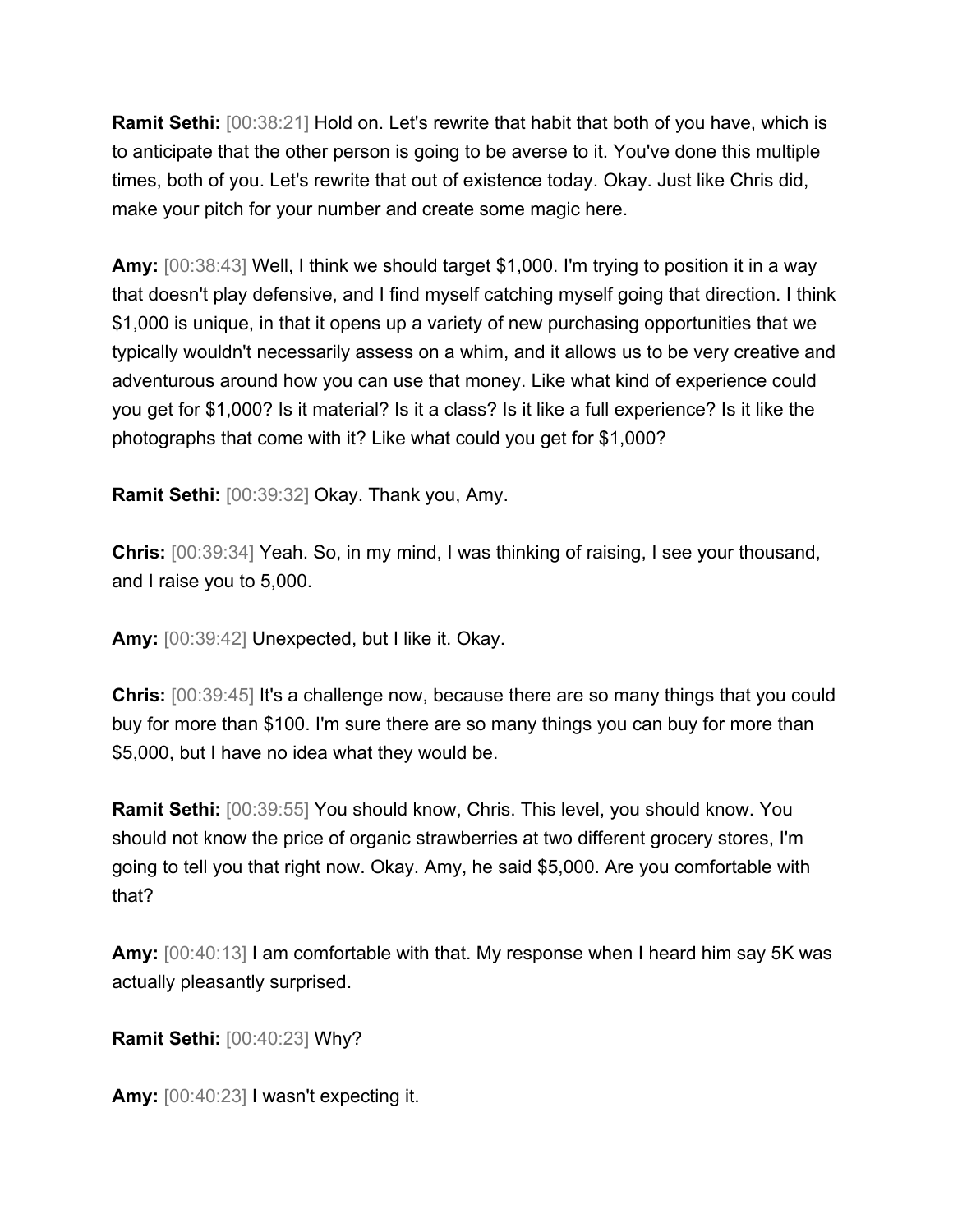**Ramit Sethi:** [00:38:21] Hold on. Let's rewrite that habit that both of you have, which is to anticipate that the other person is going to be averse to it. You've done this multiple times, both of you. Let's rewrite that out of existence today. Okay. Just like Chris did, make your pitch for your number and create some magic here.

**Amy:** [00:38:43] Well, I think we should target $1,000. I'm trying to position it in a way that doesn't play defensive, and I find myself catching myself going that direction. I think $1,000 is unique, in that it opens up a variety of new purchasing opportunities that we typically wouldn't necessarily assess on a whim, and it allows us to be very creative and adventurous around how you can use that money. Like what kind of experience could you get for $1,000? Is it material? Is it a class? Is it like a full experience? Is it like the photographs that come with it? Like what could you get for $1,000?

**Ramit Sethi:** [00:39:32] Okay. Thank you, Amy.

**Chris:** [00:39:34] Yeah. So, in my mind, I was thinking of raising, I see your thousand, and I raise you to 5,000.

**Amy:** [00:39:42] Unexpected, but I like it. Okay.

**Chris:** [00:39:45] It's a challenge now, because there are so many things that you could buy for more than $100. I'm sure there are so many things you can buy for more than $5,000, but I have no idea what they would be.

**Ramit Sethi:** [00:39:55] You should know, Chris. This level, you should know. You should not know the price of organic strawberries at two different grocery stores, I'm going to tell you that right now. Okay. Amy, he said $5,000. Are you comfortable with that?

**Amy:** [00:40:13] I am comfortable with that. My response when I heard him say 5K was actually pleasantly surprised.

**Ramit Sethi:** [00:40:23] Why?

**Amy:** [00:40:23] I wasn't expecting it.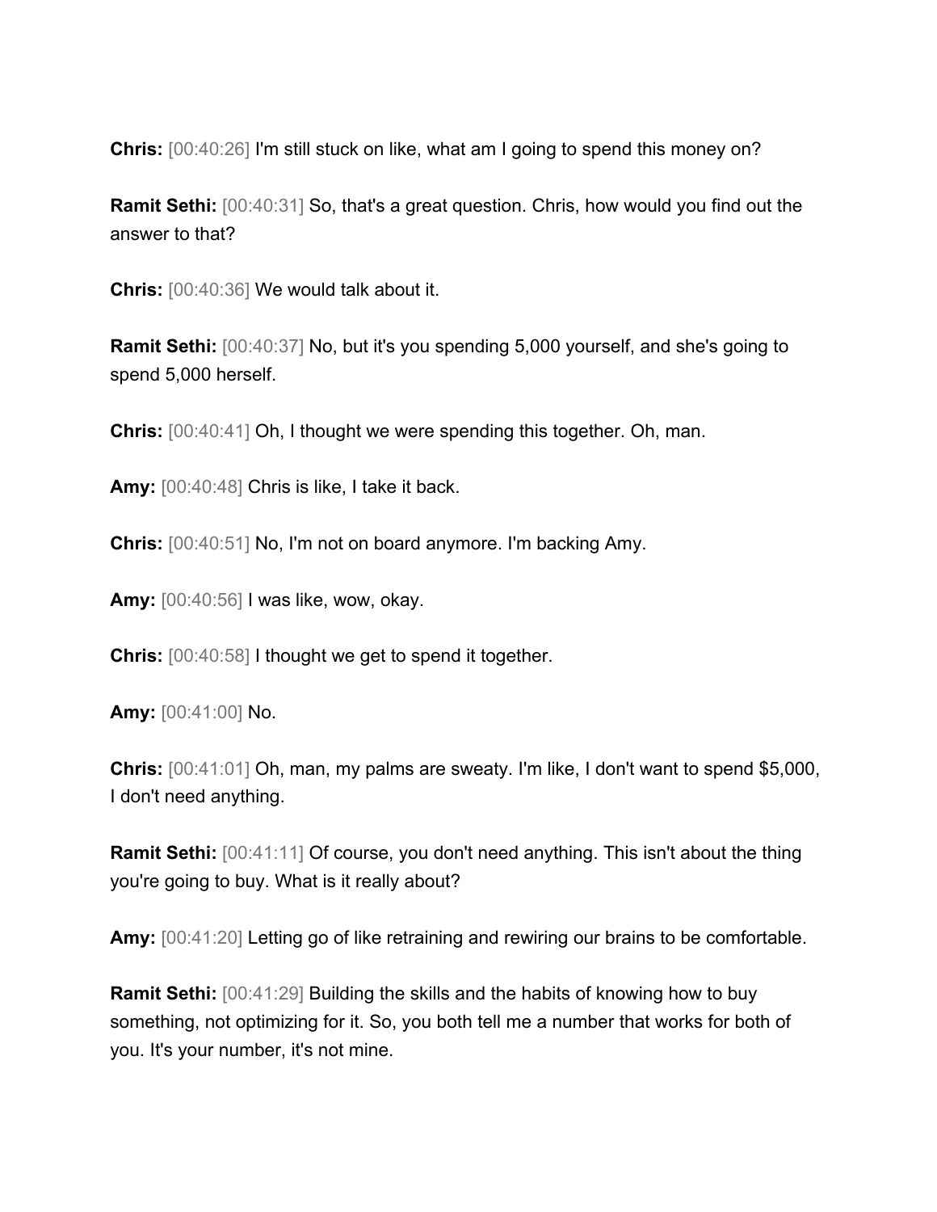**Chris:** [00:40:26] I'm still stuck on like, what am I going to spend this money on?

**Ramit Sethi:** [00:40:31] So, that's a great question. Chris, how would you find out the answer to that?

**Chris:** [00:40:36] We would talk about it.

**Ramit Sethi:** [00:40:37] No, but it's you spending 5,000 yourself, and she's going to spend 5,000 herself.

**Chris:** [00:40:41] Oh, I thought we were spending this together. Oh, man.

**Amy:** [00:40:48] Chris is like, I take it back.

**Chris:** [00:40:51] No, I'm not on board anymore. I'm backing Amy.

**Amy:** [00:40:56] I was like, wow, okay.

**Chris:** [00:40:58] I thought we get to spend it together.

**Amy:** [00:41:00] No.

**Chris:** [00:41:01] Oh, man, my palms are sweaty. I'm like, I don't want to spend $5,000, I don't need anything.

**Ramit Sethi:** [00:41:11] Of course, you don't need anything. This isn't about the thing you're going to buy. What is it really about?

**Amy:** [00:41:20] Letting go of like retraining and rewiring our brains to be comfortable.

**Ramit Sethi:** [00:41:29] Building the skills and the habits of knowing how to buy something, not optimizing for it. So, you both tell me a number that works for both of you. It's your number, it's not mine.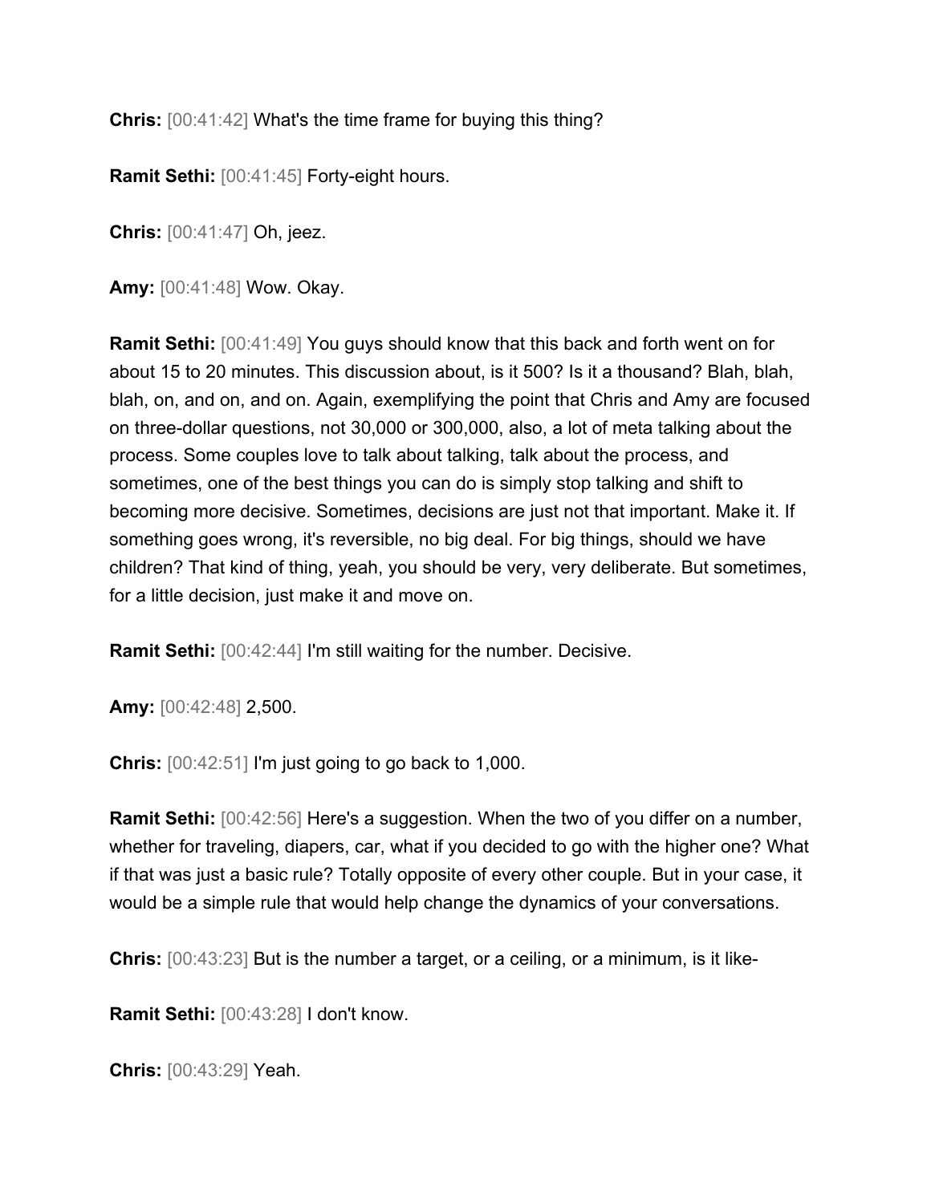**Chris:** [00:41:42] What's the time frame for buying this thing?

**Ramit Sethi:** [00:41:45] Forty-eight hours.

**Chris:** [00:41:47] Oh, jeez.

**Amy:** [00:41:48] Wow. Okay.

**Ramit Sethi:** [00:41:49] You guys should know that this back and forth went on for about 15 to 20 minutes. This discussion about, is it 500? Is it a thousand? Blah, blah, blah, on, and on, and on. Again, exemplifying the point that Chris and Amy are focused on three-dollar questions, not 30,000 or 300,000, also, a lot of meta talking about the process. Some couples love to talk about talking, talk about the process, and sometimes, one of the best things you can do is simply stop talking and shift to becoming more decisive. Sometimes, decisions are just not that important. Make it. If something goes wrong, it's reversible, no big deal. For big things, should we have children? That kind of thing, yeah, you should be very, very deliberate. But sometimes, for a little decision, just make it and move on.

**Ramit Sethi:** [00:42:44] I'm still waiting for the number. Decisive.

**Amy:** [00:42:48] 2,500.

**Chris:** [00:42:51] I'm just going to go back to 1,000.

**Ramit Sethi:** [00:42:56] Here's a suggestion. When the two of you differ on a number, whether for traveling, diapers, car, what if you decided to go with the higher one? What if that was just a basic rule? Totally opposite of every other couple. But in your case, it would be a simple rule that would help change the dynamics of your conversations.

**Chris:** [00:43:23] But is the number a target, or a ceiling, or a minimum, is it like-

**Ramit Sethi:** [00:43:28] I don't know.

**Chris:** [00:43:29] Yeah.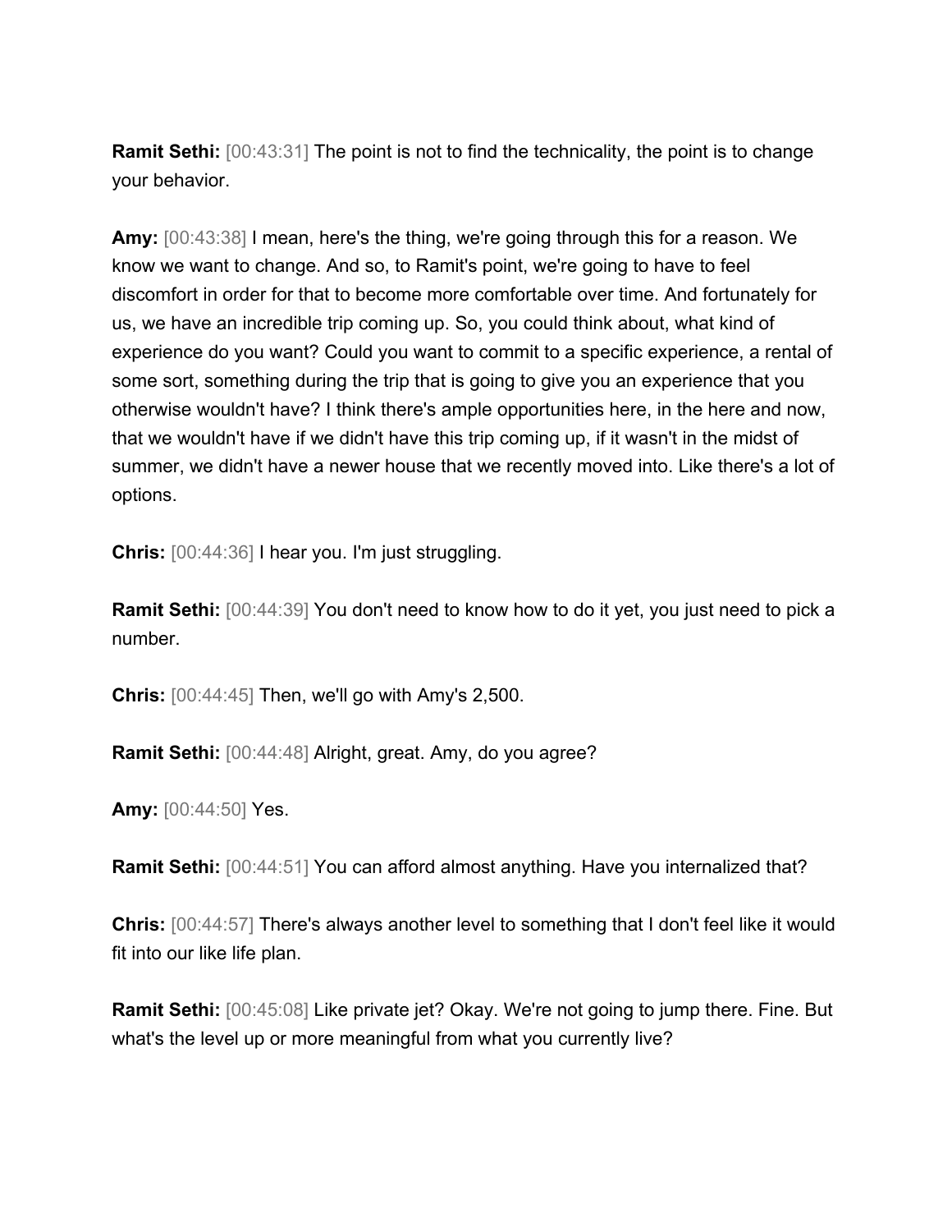**Ramit Sethi:** [00:43:31] The point is not to find the technicality, the point is to change your behavior.

**Amy:** [00:43:38] I mean, here's the thing, we're going through this for a reason. We know we want to change. And so, to Ramit's point, we're going to have to feel discomfort in order for that to become more comfortable over time. And fortunately for us, we have an incredible trip coming up. So, you could think about, what kind of experience do you want? Could you want to commit to a specific experience, a rental of some sort, something during the trip that is going to give you an experience that you otherwise wouldn't have? I think there's ample opportunities here, in the here and now, that we wouldn't have if we didn't have this trip coming up, if it wasn't in the midst of summer, we didn't have a newer house that we recently moved into. Like there's a lot of options.

**Chris:** [00:44:36] I hear you. I'm just struggling.

**Ramit Sethi:** [00:44:39] You don't need to know how to do it yet, you just need to pick a number.

**Chris:** [00:44:45] Then, we'll go with Amy's 2,500.

**Ramit Sethi:** [00:44:48] Alright, great. Amy, do you agree?

**Amy:** [00:44:50] Yes.

**Ramit Sethi:** [00:44:51] You can afford almost anything. Have you internalized that?

**Chris:** [00:44:57] There's always another level to something that I don't feel like it would fit into our like life plan.

**Ramit Sethi:** [00:45:08] Like private jet? Okay. We're not going to jump there. Fine. But what's the level up or more meaningful from what you currently live?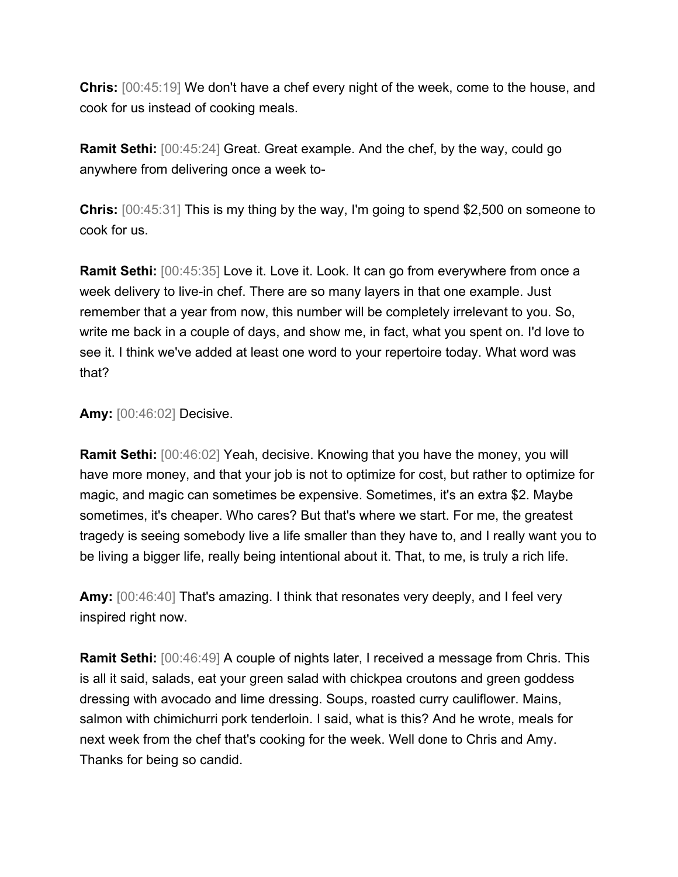**Chris:** [00:45:19] We don't have a chef every night of the week, come to the house, and cook for us instead of cooking meals.

**Ramit Sethi:** [00:45:24] Great. Great example. And the chef, by the way, could go anywhere from delivering once a week to-

**Chris:** [00:45:31] This is my thing by the way, I'm going to spend $2,500 on someone to cook for us.

**Ramit Sethi:** [00:45:35] Love it. Love it. Look. It can go from everywhere from once a week delivery to live-in chef. There are so many layers in that one example. Just remember that a year from now, this number will be completely irrelevant to you. So, write me back in a couple of days, and show me, in fact, what you spent on. I'd love to see it. I think we've added at least one word to your repertoire today. What word was that?

**Amy:** [00:46:02] Decisive.

**Ramit Sethi:** [00:46:02] Yeah, decisive. Knowing that you have the money, you will have more money, and that your job is not to optimize for cost, but rather to optimize for magic, and magic can sometimes be expensive. Sometimes, it's an extra $2. Maybe sometimes, it's cheaper. Who cares? But that's where we start. For me, the greatest tragedy is seeing somebody live a life smaller than they have to, and I really want you to be living a bigger life, really being intentional about it. That, to me, is truly a rich life.

**Amy:** [00:46:40] That's amazing. I think that resonates very deeply, and I feel very inspired right now.

**Ramit Sethi:** [00:46:49] A couple of nights later, I received a message from Chris. This is all it said, salads, eat your green salad with chickpea croutons and green goddess dressing with avocado and lime dressing. Soups, roasted curry cauliflower. Mains, salmon with chimichurri pork tenderloin. I said, what is this? And he wrote, meals for next week from the chef that's cooking for the week. Well done to Chris and Amy. Thanks for being so candid.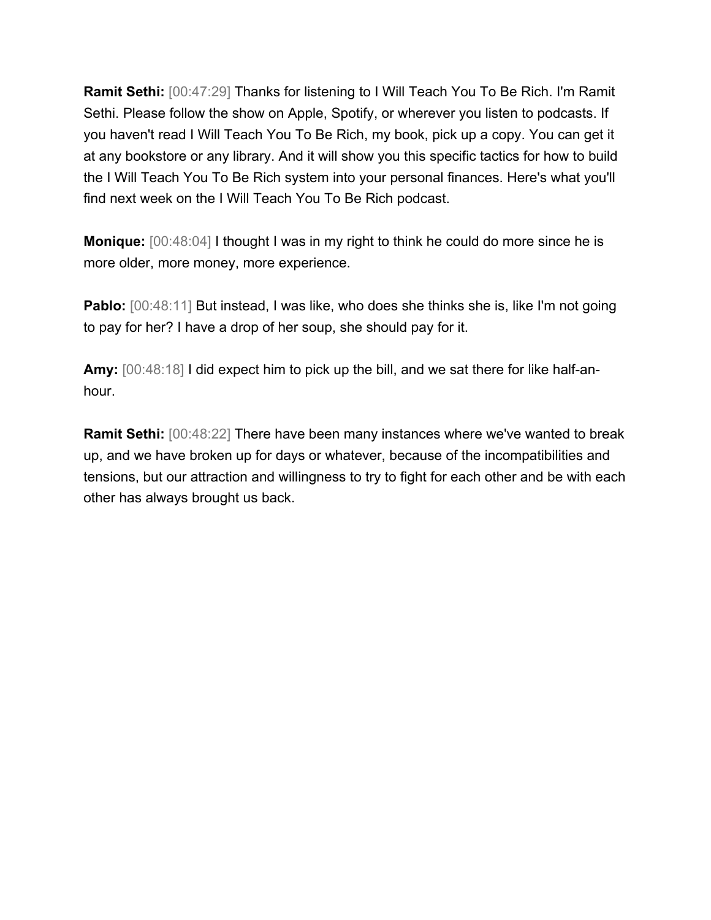**Ramit Sethi:** [00:47:29] Thanks for listening to I Will Teach You To Be Rich. I'm Ramit Sethi. Please follow the show on Apple, Spotify, or wherever you listen to podcasts. If you haven't read I Will Teach You To Be Rich, my book, pick up a copy. You can get it at any bookstore or any library. And it will show you this specific tactics for how to build the I Will Teach You To Be Rich system into your personal finances. Here's what you'll find next week on the I Will Teach You To Be Rich podcast.

**Monique:** [00:48:04] I thought I was in my right to think he could do more since he is more older, more money, more experience.

**Pablo:** [00:48:11] But instead, I was like, who does she thinks she is, like I'm not going to pay for her? I have a drop of her soup, she should pay for it.

**Amy:** [00:48:18] I did expect him to pick up the bill, and we sat there for like half-an-hour.

**Ramit Sethi:** [00:48:22] There have been many instances where we've wanted to break up, and we have broken up for days or whatever, because of the incompatibilities and tensions, but our attraction and willingness to try to fight for each other and be with each other has always brought us back.